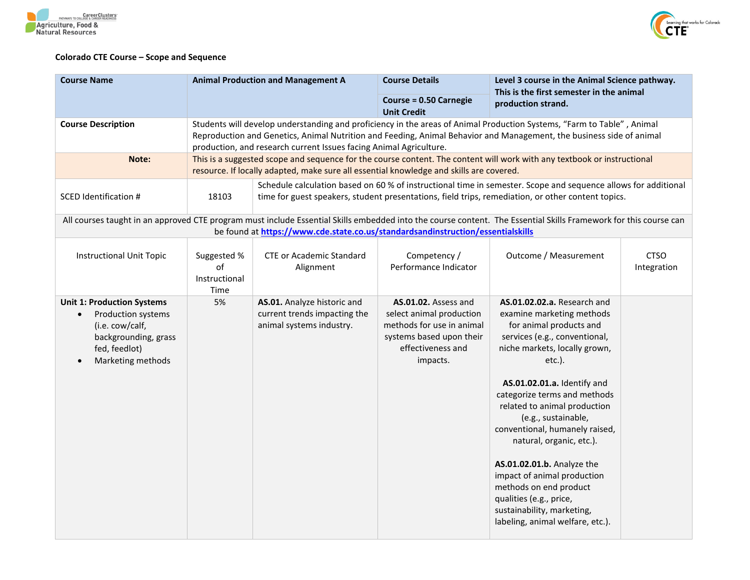**Colorado CTE Course – Scope and Sequence**

| Course Name | Animal Production and Management A | Course Details | Level 3 course in the Animal Science pathway. This is the first semester in the animal production strand. |
|---|---|---|---|
| | | Course = 0.50 Carnegie Unit Credit | |
| Course Description | Students will develop understanding and proficiency in the areas of Animal Production Systems, "Farm to Table" , Animal Reproduction and Genetics, Animal Nutrition and Feeding, Animal Behavior and Management, the business side of animal production, and research current Issues facing Animal Agriculture. | | |
| **Note:** | This is a suggested scope and sequence for the course content. The content will work with any textbook or instructional resource. If locally adapted, make sure all essential knowledge and skills are covered. | | |
| SCED Identification # | 18103 | Schedule calculation based on 60 % of instructional time in semester. Scope and sequence allows for additional time for guest speakers, student presentations, field trips, remediation, or other content topics. | |

All courses taught in an approved CTE program must include Essential Skills embedded into the course content. The Essential Skills Framework for this course can be found at [https://www.cde.state.co.us/standardsandinstruction/essentialskills](https://www.cde.state.co.us/standardsandinstruction/essentialskills)

| Instructional Unit Topic | Suggested % of Instructional Time | CTE or Academic Standard Alignment | Competency / Performance Indicator | Outcome / Measurement | CTSO Integration |
|---|---|---|---|---|---|
| **Unit 1: Production Systems**<br>• Production systems (i.e. cow/calf, backgrounding, grass fed, feedlot)<br>• Marketing methods | 5% | **AS.01.** Analyze historic and current trends impacting the animal systems industry. | **AS.01.02.** Assess and select animal production methods for use in animal systems based upon their effectiveness and impacts. | **AS.01.02.02.a.** Research and examine marketing methods for animal products and services (e.g., conventional, niche markets, locally grown, etc.).<br><br>**AS.01.02.01.a.** Identify and categorize terms and methods related to animal production (e.g., sustainable, conventional, humanely raised, natural, organic, etc.).<br><br>**AS.01.02.01.b.** Analyze the impact of animal production methods on end product qualities (e.g., price, sustainability, marketing, labeling, animal welfare, etc.). | |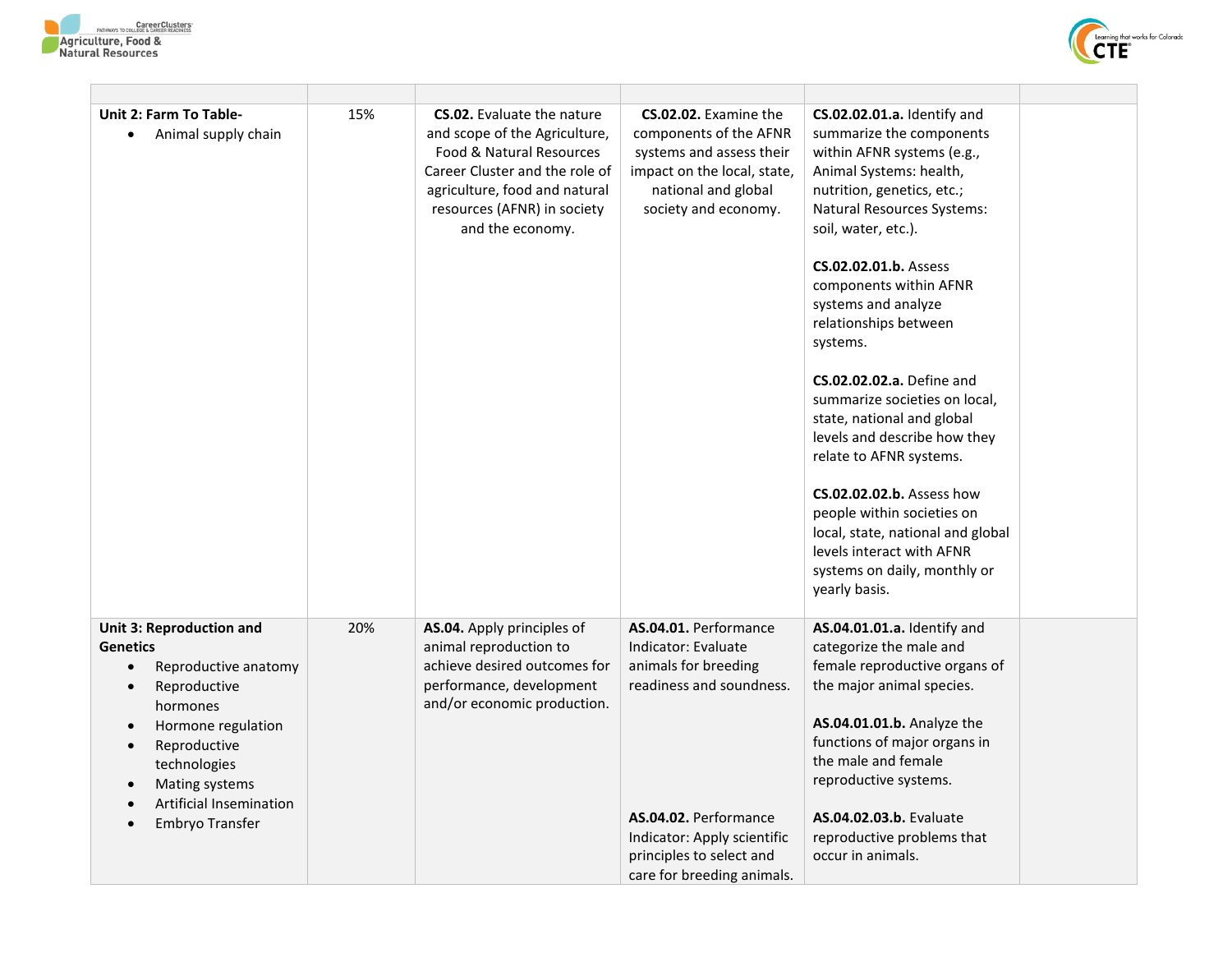| | | | | | |
|---|---|---|---|---|---|
| **Unit 2: Farm To Table-**<br>• Animal supply chain | 15% | **CS.02.** Evaluate the nature and scope of the Agriculture, Food & Natural Resources Career Cluster and the role of agriculture, food and natural resources (AFNR) in society and the economy. | **CS.02.02.** Examine the components of the AFNR systems and assess their impact on the local, state, national and global society and economy. | **CS.02.02.01.a.** Identify and summarize the components within AFNR systems (e.g., Animal Systems: health, nutrition, genetics, etc.; Natural Resources Systems: soil, water, etc.).<br><br>**CS.02.02.01.b.** Assess components within AFNR systems and analyze relationships between systems.<br><br>**CS.02.02.02.a.** Define and summarize societies on local, state, national and global levels and describe how they relate to AFNR systems.<br><br>**CS.02.02.02.b.** Assess how people within societies on local, state, national and global levels interact with AFNR systems on daily, monthly or yearly basis. | |
| **Unit 3: Reproduction and Genetics**<br>• Reproductive anatomy<br>• Reproductive hormones<br>• Hormone regulation<br>• Reproductive technologies<br>• Mating systems<br>• Artificial Insemination<br>• Embryo Transfer | 20% | **AS.04.** Apply principles of animal reproduction to achieve desired outcomes for performance, development and/or economic production. | **AS.04.01.** Performance Indicator: Evaluate animals for breeding readiness and soundness.<br><br>**AS.04.02.** Performance Indicator: Apply scientific principles to select and care for breeding animals. | **AS.04.01.01.a.** Identify and categorize the male and female reproductive organs of the major animal species.<br><br>**AS.04.01.01.b.** Analyze the functions of major organs in the male and female reproductive systems.<br><br>**AS.04.02.03.b.** Evaluate reproductive problems that occur in animals. | |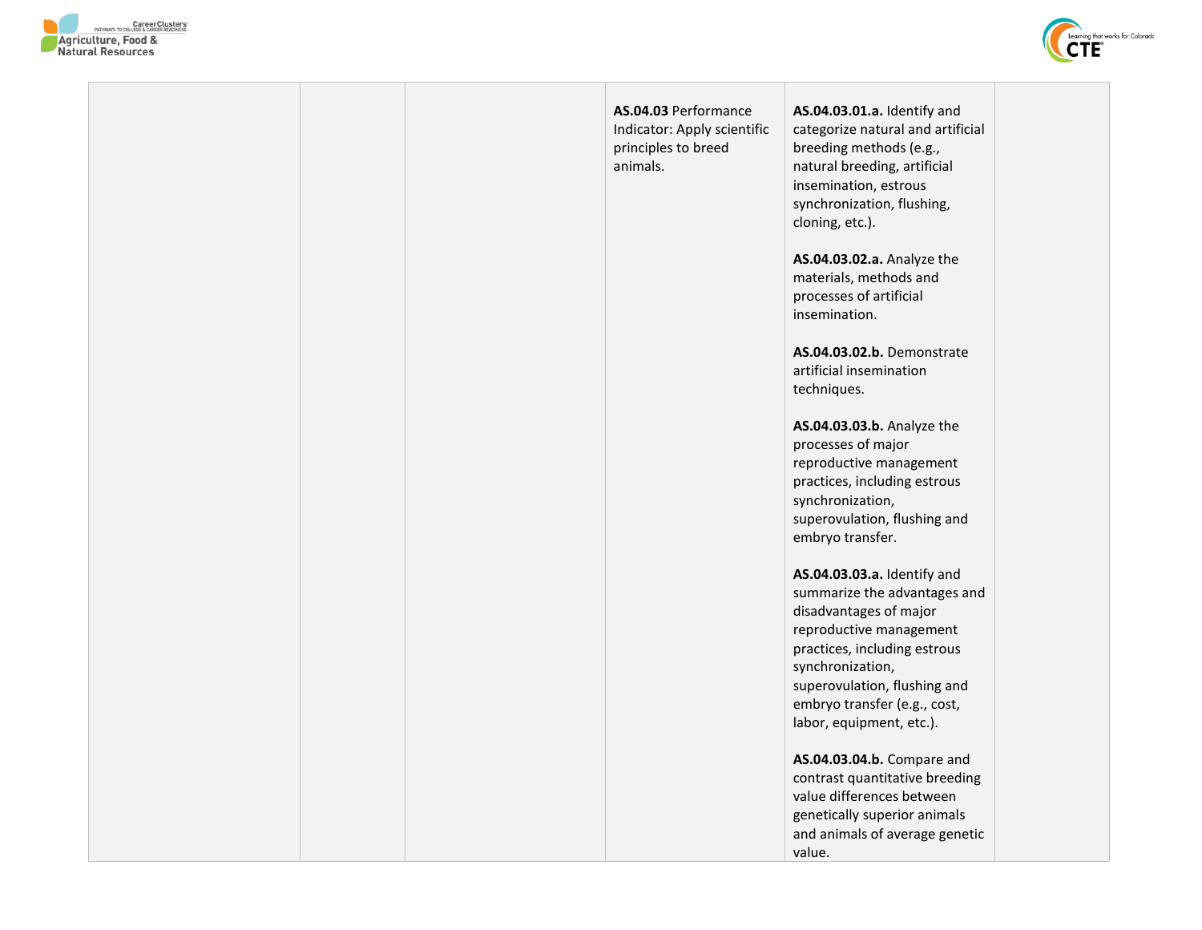| | | | | | |
|---|---|---|---|---|---|
| | | | **AS.04.03** Performance Indicator: Apply scientific principles to breed animals. | **AS.04.03.01.a.** Identify and categorize natural and artificial breeding methods (e.g., natural breeding, artificial insemination, estrous synchronization, flushing, cloning, etc.).<br><br>**AS.04.03.02.a.** Analyze the materials, methods and processes of artificial insemination.<br><br>**AS.04.03.02.b.** Demonstrate artificial insemination techniques.<br><br>**AS.04.03.03.b.** Analyze the processes of major reproductive management practices, including estrous synchronization, superovulation, flushing and embryo transfer.<br><br>**AS.04.03.03.a.** Identify and summarize the advantages and disadvantages of major reproductive management practices, including estrous synchronization, superovulation, flushing and embryo transfer (e.g., cost, labor, equipment, etc.).<br><br>**AS.04.03.04.b.** Compare and contrast quantitative breeding value differences between genetically superior animals and animals of average genetic value. | |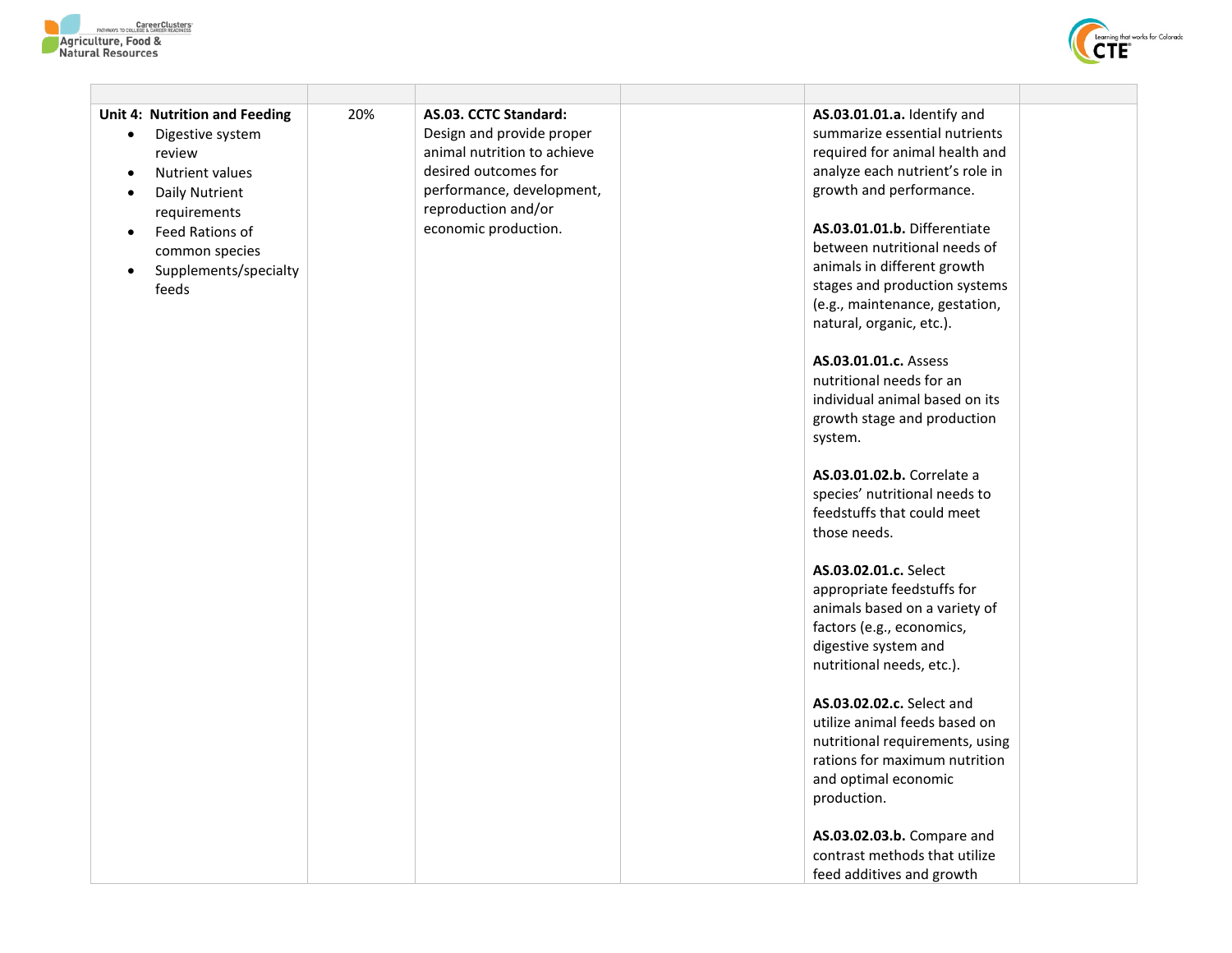| | | | | | |
|---|---|---|---|---|---|
| **Unit 4: Nutrition and Feeding**<br>• Digestive system review<br>• Nutrient values<br>• Daily Nutrient requirements<br>• Feed Rations of common species<br>• Supplements/specialty feeds | 20% | **AS.03. CCTC Standard:** Design and provide proper animal nutrition to achieve desired outcomes for performance, development, reproduction and/or economic production. | | **AS.03.01.01.a.** Identify and summarize essential nutrients required for animal health and analyze each nutrient's role in growth and performance.<br><br>**AS.03.01.01.b.** Differentiate between nutritional needs of animals in different growth stages and production systems (e.g., maintenance, gestation, natural, organic, etc.).<br><br>**AS.03.01.01.c.** Assess nutritional needs for an individual animal based on its growth stage and production system.<br><br>**AS.03.01.02.b.** Correlate a species' nutritional needs to feedstuffs that could meet those needs.<br><br>**AS.03.02.01.c.** Select appropriate feedstuffs for animals based on a variety of factors (e.g., economics, digestive system and nutritional needs, etc.).<br><br>**AS.03.02.02.c.** Select and utilize animal feeds based on nutritional requirements, using rations for maximum nutrition and optimal economic production.<br><br>**AS.03.02.03.b.** Compare and contrast methods that utilize feed additives and growth | |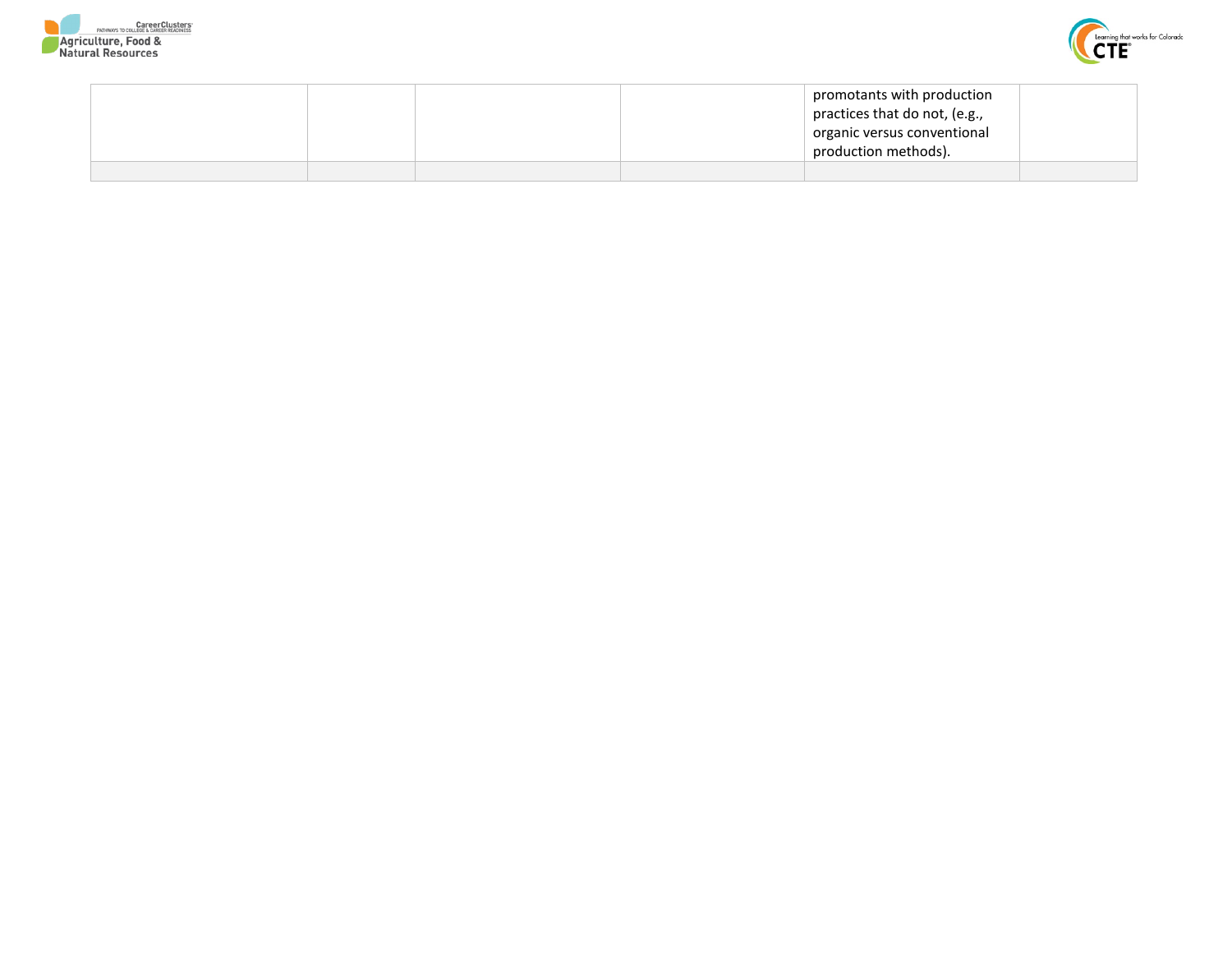| | | | | | |
|---|---|---|---|---|---|
| | | | | promotants with production practices that do not, (e.g., organic versus conventional production methods). | |
| | | | | | |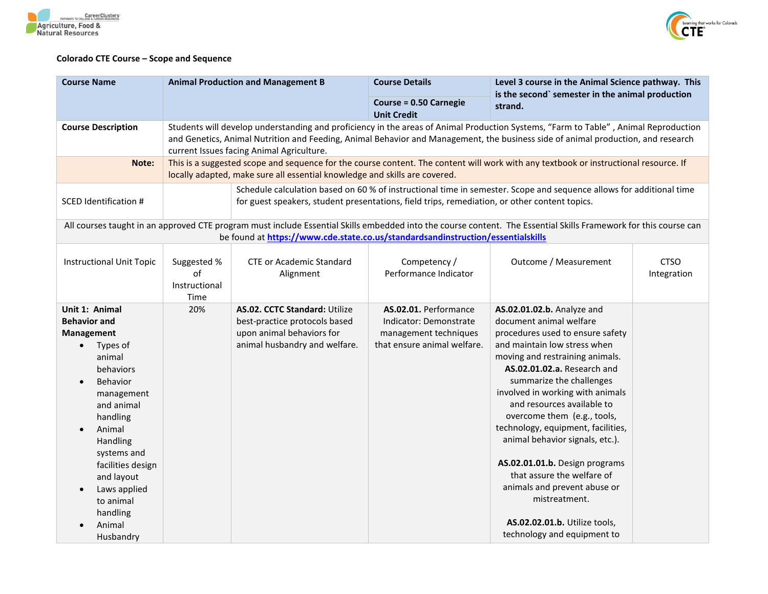Colorado CTE Course – Scope and Sequence

| Course Name | Animal Production and Management B | | Course Details | Level 3 course in the Animal Science pathway. This is the second` semester in the animal production strand. | |
|---|---|---|---|---|---|
| | | | Course = 0.50 Carnegie Unit Credit | | |
| **Course Description** | Students will develop understanding and proficiency in the areas of Animal Production Systems, "Farm to Table" , Animal Reproduction and Genetics, Animal Nutrition and Feeding, Animal Behavior and Management, the business side of animal production, and research current Issues facing Animal Agriculture. | | | | |
| **Note:** | This is a suggested scope and sequence for the course content. The content will work with any textbook or instructional resource. If locally adapted, make sure all essential knowledge and skills are covered. | | | | |
| SCED Identification # | | Schedule calculation based on 60 % of instructional time in semester. Scope and sequence allows for additional time for guest speakers, student presentations, field trips, remediation, or other content topics. | | | |
| All courses taught in an approved CTE program must include Essential Skills embedded into the course content. The Essential Skills Framework for this course can be found at [https://www.cde.state.co.us/standardsandinstruction/essentialskills](https://www.cde.state.co.us/standardsandinstruction/essentialskills) | | | | | |
| Instructional Unit Topic | Suggested % of Instructional Time | CTE or Academic Standard Alignment | Competency / Performance Indicator | Outcome / Measurement | CTSO Integration |
| **Unit 1: Animal Behavior and Management**<br>• Types of animal behaviors<br>• Behavior management and animal handling<br>• Animal Handling systems and facilities design and layout<br>• Laws applied to animal handling<br>• Animal Husbandry | 20% | **AS.02. CCTC Standard:** Utilize best-practice protocols based upon animal behaviors for animal husbandry and welfare. | **AS.02.01.** Performance Indicator: Demonstrate management techniques that ensure animal welfare. | **AS.02.01.02.b.** Analyze and document animal welfare procedures used to ensure safety and maintain low stress when moving and restraining animals.<br>**AS.02.01.02.a.** Research and summarize the challenges involved in working with animals and resources available to overcome them (e.g., tools, technology, equipment, facilities, animal behavior signals, etc.).<br><br>**AS.02.01.01.b.** Design programs that assure the welfare of animals and prevent abuse or mistreatment.<br><br>**AS.02.02.01.b.** Utilize tools, technology and equipment to | |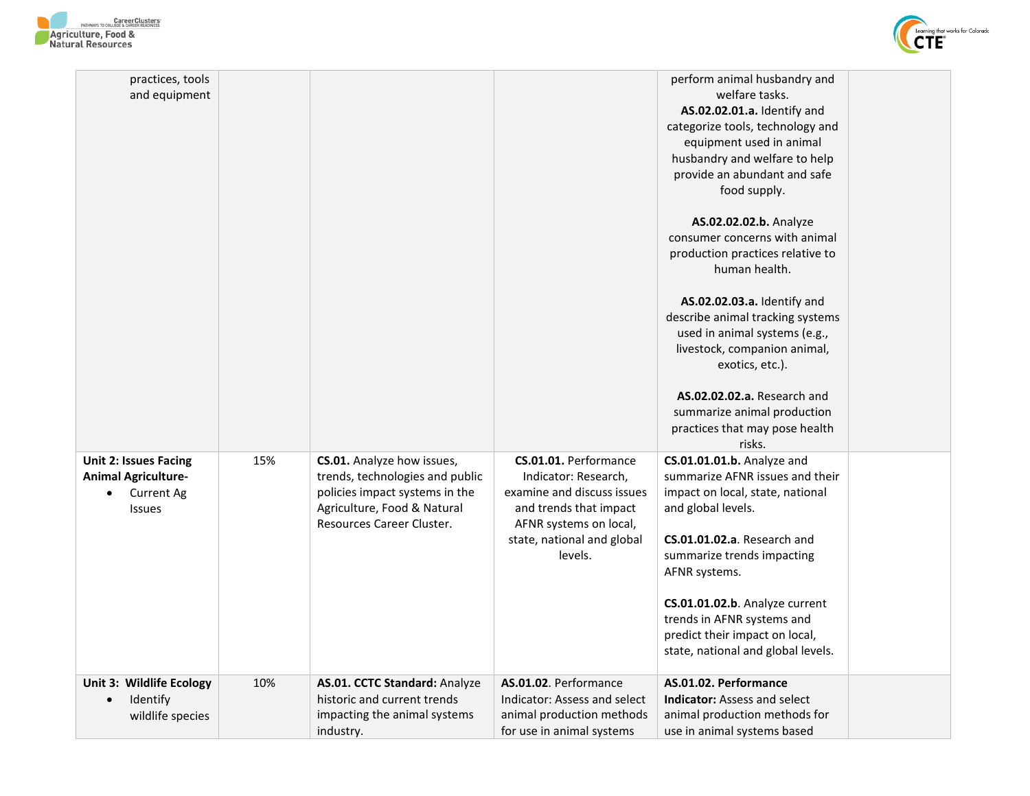| | | | | | |
|---|---|---|---|---|---|
| practices, tools and equipment | | | | perform animal husbandry and welfare tasks.<br>**AS.02.02.01.a.** Identify and categorize tools, technology and equipment used in animal husbandry and welfare to help provide an abundant and safe food supply.<br><br>**AS.02.02.02.b.** Analyze consumer concerns with animal production practices relative to human health.<br><br>**AS.02.02.03.a.** Identify and describe animal tracking systems used in animal systems (e.g., livestock, companion animal, exotics, etc.).<br><br>**AS.02.02.02.a.** Research and summarize animal production practices that may pose health risks. | |
| **Unit 2: Issues Facing Animal Agriculture-**<br>• Current Ag Issues | 15% | **CS.01.** Analyze how issues, trends, technologies and public policies impact systems in the Agriculture, Food & Natural Resources Career Cluster. | **CS.01.01.** Performance Indicator: Research, examine and discuss issues and trends that impact AFNR systems on local, state, national and global levels. | **CS.01.01.01.b.** Analyze and summarize AFNR issues and their impact on local, state, national and global levels.<br><br>**CS.01.01.02.a**. Research and summarize trends impacting AFNR systems.<br><br>**CS.01.01.02.b**. Analyze current trends in AFNR systems and predict their impact on local, state, national and global levels. | |
| **Unit 3: Wildlife Ecology**<br>• Identify wildlife species | 10% | **AS.01. CCTC Standard:** Analyze historic and current trends impacting the animal systems industry. | **AS.01.02**. Performance Indicator: Assess and select animal production methods for use in animal systems | **AS.01.02. Performance Indicator:** Assess and select animal production methods for use in animal systems based | |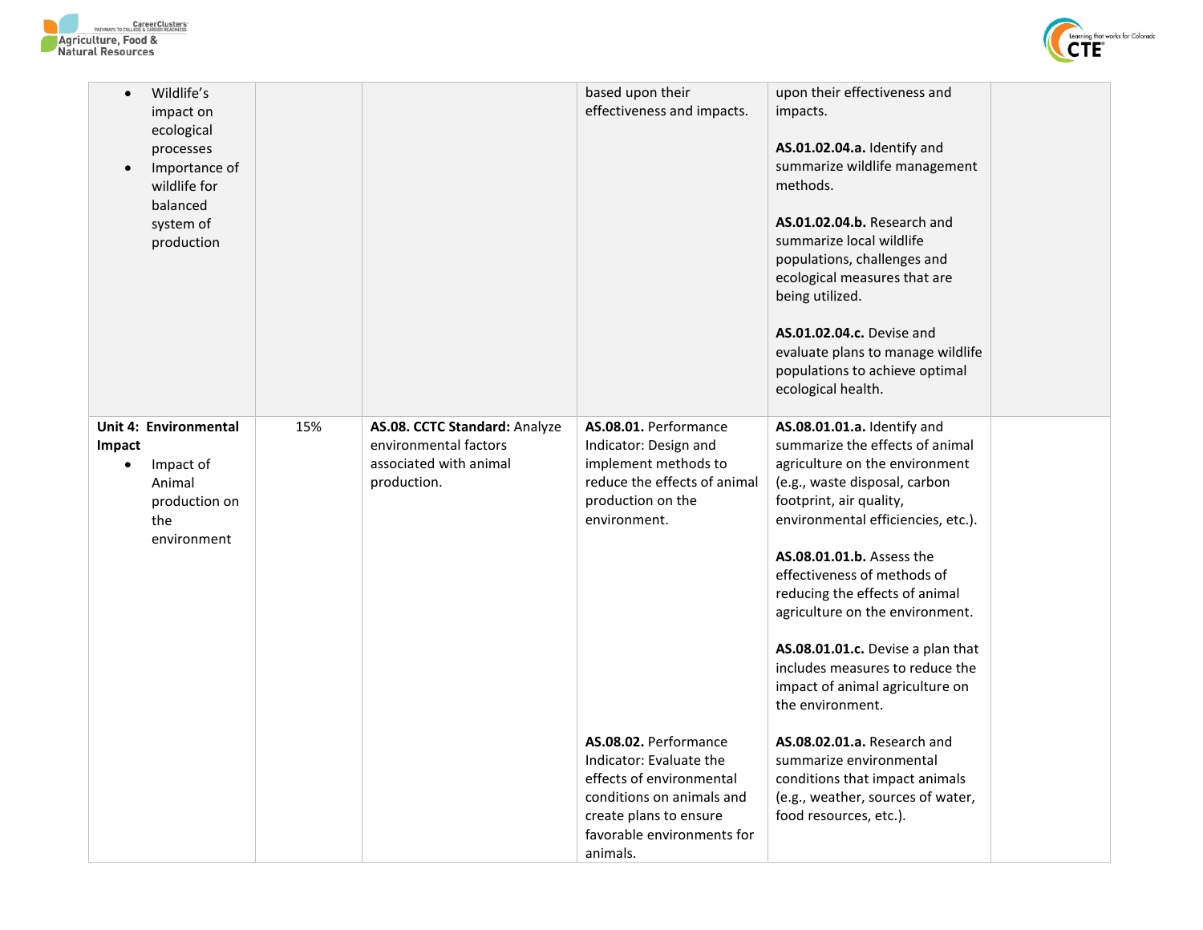| | | | | | |
|---|---|---|---|---|---|
| • Wildlife's impact on ecological processes<br>• Importance of wildlife for balanced system of production | | | based upon their effectiveness and impacts. | upon their effectiveness and impacts.<br><br>**AS.01.02.04.a.** Identify and summarize wildlife management methods.<br><br>**AS.01.02.04.b.** Research and summarize local wildlife populations, challenges and ecological measures that are being utilized.<br><br>**AS.01.02.04.c.** Devise and evaluate plans to manage wildlife populations to achieve optimal ecological health. | |
| **Unit 4: Environmental Impact**<br>• Impact of Animal production on the environment | 15% | **AS.08. CCTC Standard:** Analyze environmental factors associated with animal production. | **AS.08.01.** Performance Indicator: Design and implement methods to reduce the effects of animal production on the environment. | **AS.08.01.01.a.** Identify and summarize the effects of animal agriculture on the environment (e.g., waste disposal, carbon footprint, air quality, environmental efficiencies, etc.).<br><br>**AS.08.01.01.b.** Assess the effectiveness of methods of reducing the effects of animal agriculture on the environment.<br><br>**AS.08.01.01.c.** Devise a plan that includes measures to reduce the impact of animal agriculture on the environment. | |
| | | | **AS.08.02.** Performance Indicator: Evaluate the effects of environmental conditions on animals and create plans to ensure favorable environments for animals. | **AS.08.02.01.a.** Research and summarize environmental conditions that impact animals (e.g., weather, sources of water, food resources, etc.). | |